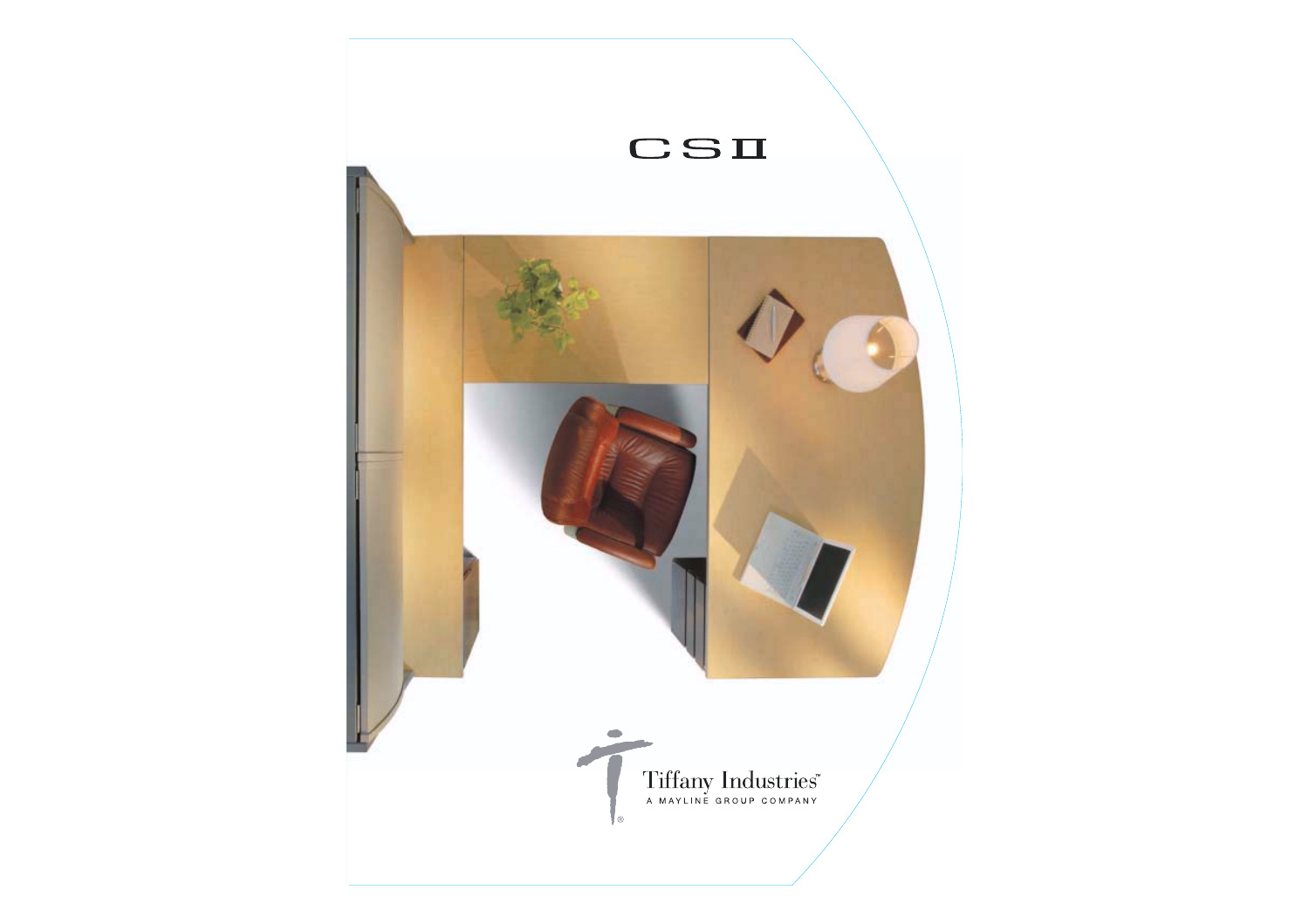# CSII

Tiffany Industries™

A MAYLINE GROUP COMPANY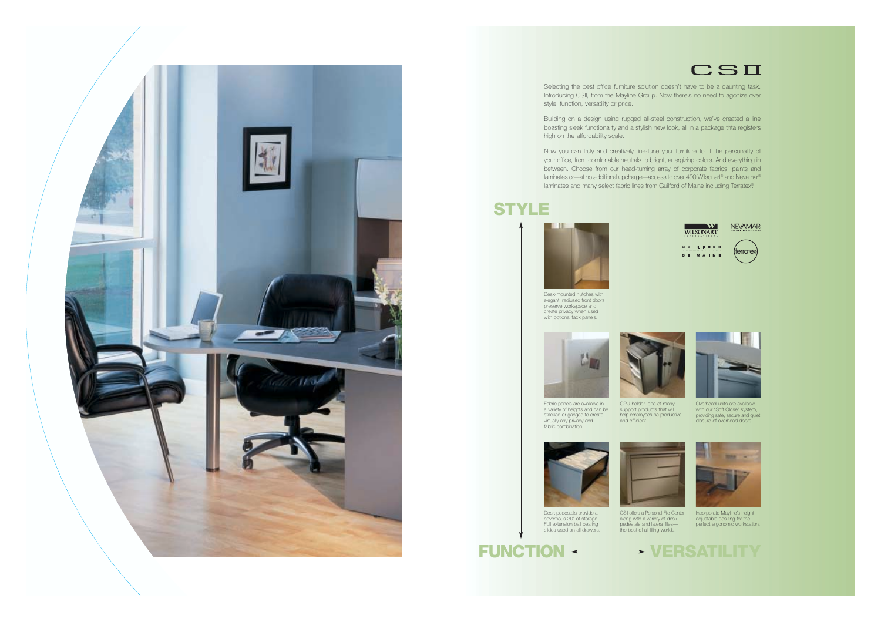# CSII

Selecting the best office furniture solution doesn't have to be a daunting task. Introducing CSII, from the Mayline Group. Now there's no need to agonize over style, function, versatility or price.

Building on a design using rugged all-steel construction, we've created a line boasting sleek functionality and a stylish new look, all in a package thta registers high on the affordability scale.

Now you can truly and creatively fine-tune your furniture to fit the personality of your office, from comfortable neutrals to bright, energizing colors. And everything in between. Choose from our head-turning array of corporate fabrics, paints and laminates or—at no additional upcharge—access to over 400 Wilsonart® and Nevamar® laminates and many select fabric lines from Guilford of Maine including Terratex®.

## STYLE

WILSONART INTERNATIONAL | NEVAMAR DECORATIVE SURFACES | GUILFORD OF MAINE | terratex

Desk-mounted hutches with elegant, radiused front doors preserve workspace and create privacy when used with optional tack panels.

Fabric panels are available in a variety of heights and can be stacked or ganged to create virtually any privacy and fabric combination.

CPU holder, one of many support products that will help employees be productive and efficient.

Overhead units are available with our "Soft Close" system, providing safe, secure and quiet closure of overhead doors.

Desk pedestals provide a cavernous 30" of storage. Full extension ball bearing slides used on all drawers.

CSII offers a Personal File Center along with a variety of desk pedestals and lateral files—the best of all filing worlds.

Incorporate Mayline's height-adjustable desking for the perfect ergonomic workstation.

## FUNCTION ⟷ VERSATILITY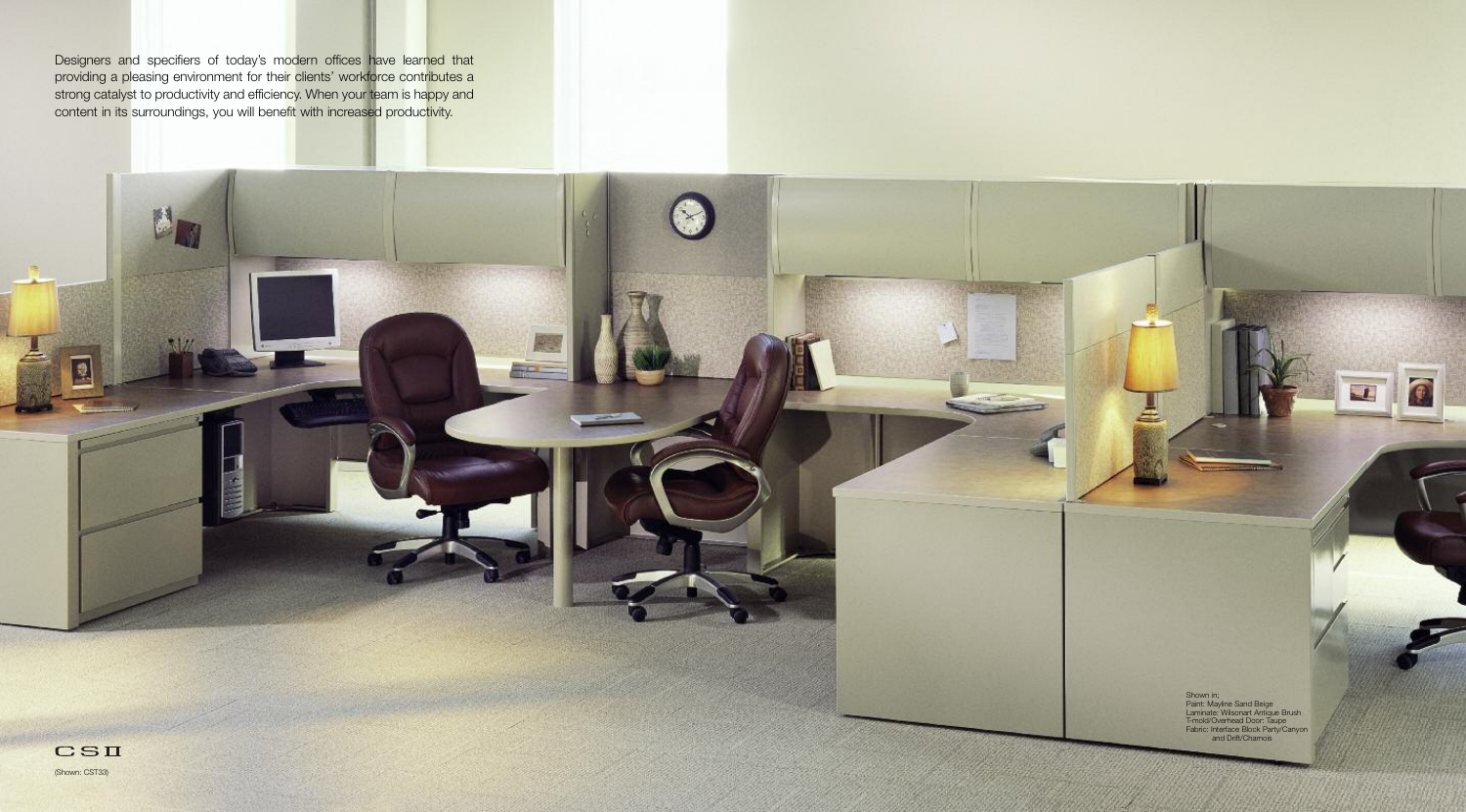Designers and specifiers of today's modern offices have learned that providing a pleasing environment for their clients' workforce contributes a strong catalyst to productivity and efficiency. When your team is happy and content in its surroundings, you will benefit with increased productivity.

Shown in:
Paint: Mayline Sand Beige
Laminate: Wilsonart Antique Brush
T-mold/Overhead Door: Taupe
Fabric: Interface Block Party/Canyon and Drift/Chamois

CS II

(Shown: CST33)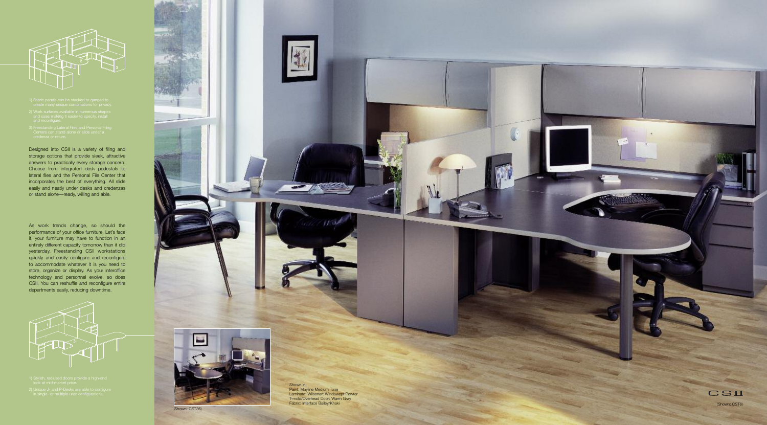1) Fabric panels can be stacked or ganged to create many unique combinations for privacy.

2) Work surfaces available in numerous shapes and sizes making it easier to specify, install and reconfigure.

3) Freestanding Lateral Files and Personal Filing Centers can stand alone or slide under a credenza or return.

Designed into CSII is a variety of filing and storage options that provide sleek, attractive answers to practically every storage concern. Choose from integrated desk pedestals to lateral files and the Personal File Center that incorporates the best of everything. All slide easily and neatly under desks and credenzas or stand alone—ready, willing and able.

As work trends change, so should the performance of your office furniture. Let's face it, your furniture may have to function in an entirely different capacity tomorrow than it did yesterday. Freestanding CSII workstations quickly and easily configure and reconfigure to accommodate whatever it is you need to store, organize or display. As your interoffice technology and personnel evolve, so does CSII. You can reshuffle and reconfigure entire departments easily, reducing downtime.

1) Stylish, radiused doors provide a high-end look at mid-market price.

2) Unique J- and P-Desks are able to configure in single- or multiple-user configurations.

(Shown: CST36)

Shown in:
Paint: Mayline Medium Tone
Laminate: Wilsonart Windswept Pewter
T-mold/Overhead Door: Warm Gray
Fabric: Interface Bailey/Khaki

CSII

(Shown: CST6)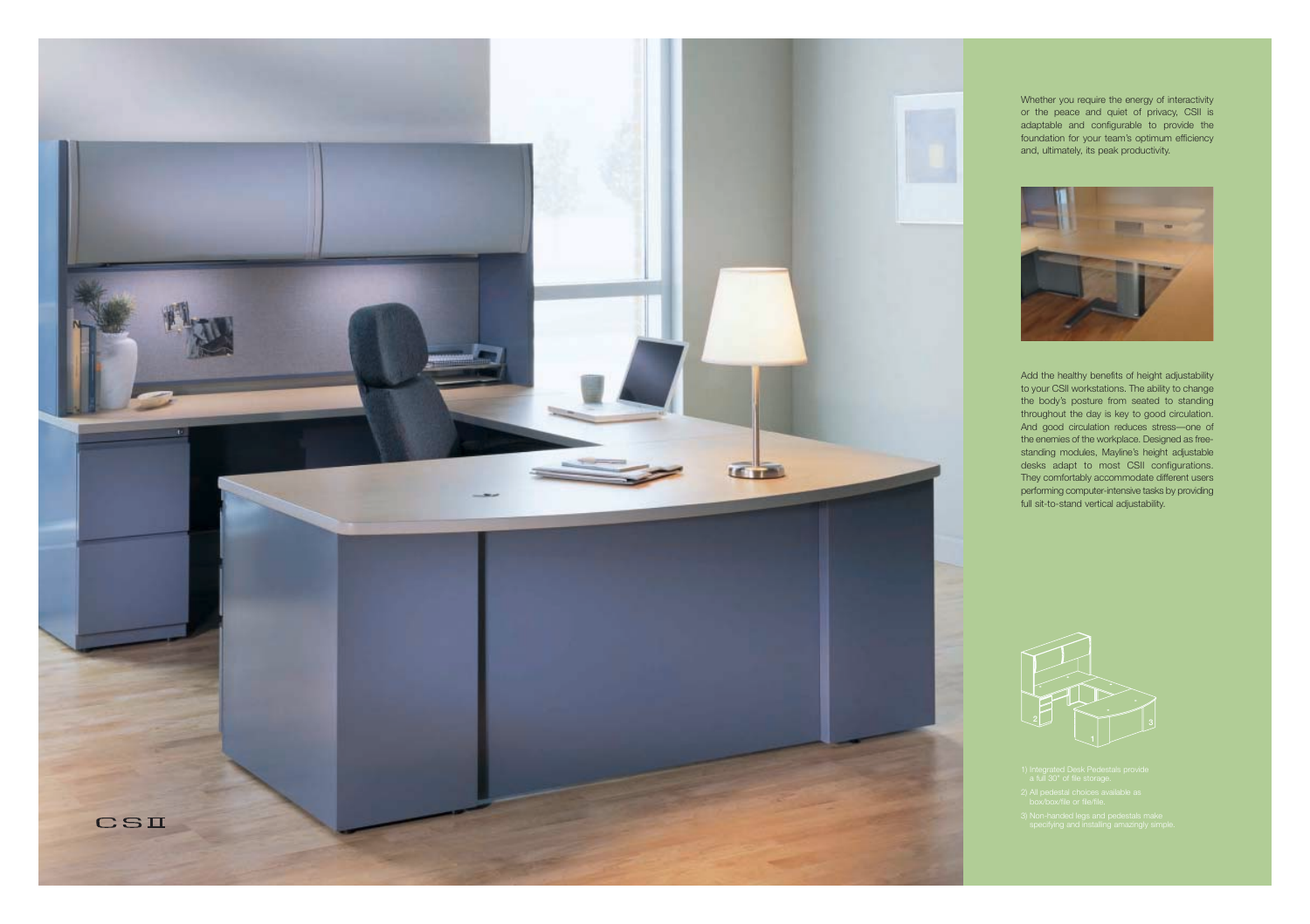CSII

Whether you require the energy of interactivity or the peace and quiet of privacy, CSII is adaptable and configurable to provide the foundation for your team's optimum efficiency and, ultimately, its peak productivity.

Add the healthy benefits of height adjustability to your CSII workstations. The ability to change the body's posture from seated to standing throughout the day is key to good circulation. And good circulation reduces stress—one of the enemies of the workplace. Designed as free-standing modules, Mayline's height adjustable desks adapt to most CSII configurations. They comfortably accommodate different users performing computer-intensive tasks by providing full sit-to-stand vertical adjustability.

1) Integrated Desk Pedestals provide a full 30" of file storage.

2) All pedestal choices available as box/box/file or file/file.

3) Non-handed legs and pedestals make specifying and installing amazingly simple.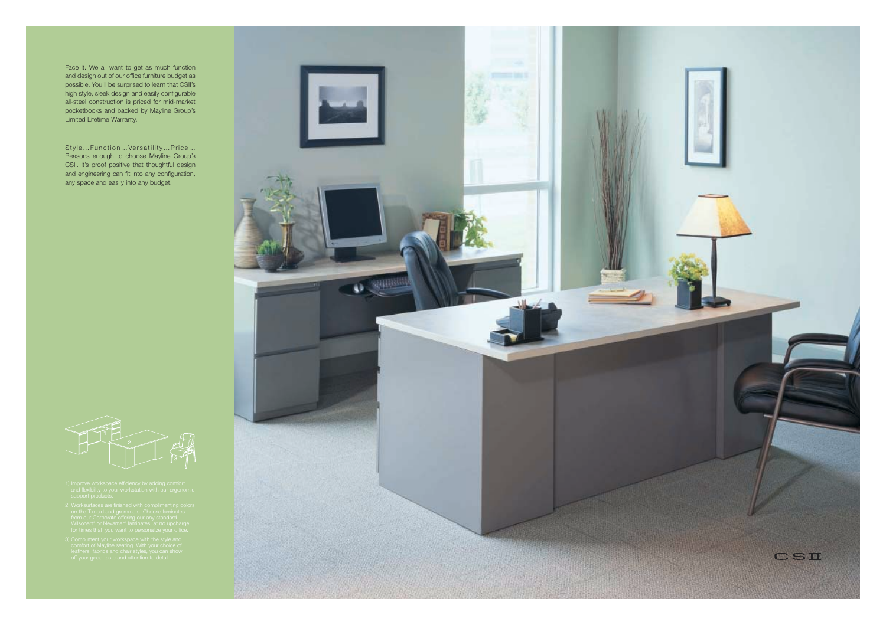Face it. We all want to get as much function and design out of our office furniture budget as possible. You'll be surprised to learn that CSII's high style, sleek design and easily configurable all-steel construction is priced for mid-market pocketbooks and backed by Mayline Group's Limited Lifetime Warranty.

Style…Function…Versatility…Price… Reasons enough to choose Mayline Group's CSII. It's proof positive that thoughtful design and engineering can fit into any configuration, any space and easily into any budget.

1) Improve workspace efficiency by adding comfort and flexibility to your workstation with our ergonomic support products.

2. Worksurfaces are finished with complimenting colors on the T-mold and grommets. Choose laminates from our Corporate offering our any standard Wilsonart® or Nevamar® laminates, at no upcharge, for times that you want to personalize your office.

3) Compliment your workspace with the style and comfort of Mayline seating. With your choice of leathers, fabrics and chair styles, you can show off your good taste and attention to detail.

CSII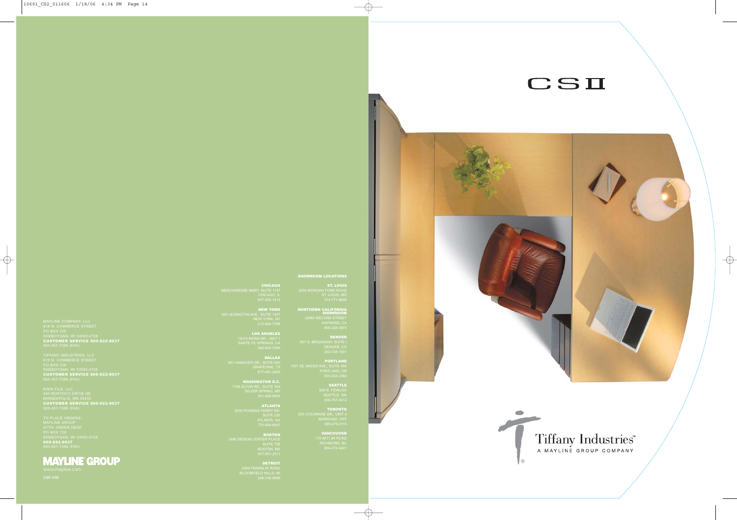MAYLINE COMPANY, LLC
619 N. COMMERCE STREET
PO BOX 728
SHEBOYGAN, WI 53082-0728
**CUSTOMER SERVICE 800-822-8037**
920-457-7388 (FAX)

TIFFANY INDUSTRIES, LLC
619 N. COMMERCE STREET
PO BOX 728
SHEBOYGAN, WI 53082-0728
**CUSTOMER SERVICE 800-822-8037**
920-457-7388 (FAX)

KWIK-FILE, LLC
490 NORTHCO DRIVE NE
MINNEAPOLIS, MN 55432
**CUSTOMER SERVICE 800-822-8037**
920-457-7388 (FAX)

TO PLACE ORDERS:
MAYLINE GROUP
ATTN: ORDER DESK
PO BOX 728
SHEBOYGAN, WI 53082-0728
**800-822-8037**
920-457-7388 (FAX)

**MAYLINE® GROUP**
www.mayline.com

CSII 1/06

**SHOWROOM LOCATIONS**

**CHICAGO**
MERCHANDISE MART, SUITE 1147
CHICAGO, IL
847-952-1213

**NEW YORK**
200 LEXINGTON AVE., SUITE 1307
NEW YORK, NY
212-684-7788

**LOS ANGELES**
12015 MORA DR., UNIT 1
SANTE FE SPRINGS, CA
562-903-7090

**DALLAS**
601 HANOVER DR., SUITE 650
GRAPEVINE, TX
817-481-2600

**WASHINGTON D.C.**
1738 ELTON RD., SUITE 304
SILVER SPRING, MD
301-408-0600

**ATLANTA**
2030 POWERS FERRY RD.
SUITE 230
ATLANTA, GA
770-984-9047

**BOSTON**
ONE DESIGN CENTER PLACE
SUITE 728
BOSTON, MA
617-951-2511

**DETROIT**
2384 FRANKLIN ROAD
BLOOMFIELD HILLS, MI
248-745-9990

**ST. LOUIS**
3204 MORGAN FORD ROAD
ST. LOUIS, MO
314-771-6696

**NORTHERN CALIFORNIA SHOWROOM**
22860 SECOND STREET
HAYWARD, CA
800-228-3874

**DENVER**
601 S. BROADWAY, SUITE I
DENVER, CO
303-738-1001

**PORTLAND**
1001 SE WATER AVE., SUITE 400
PORTLAND, OR
503-222-2364

**SEATTLE**
929 S. FIDALGO
SEATTLE, WA
206-767-0412

**TORONTO**
200 COCHRANE DR., UNIT 4
MARKHAM, ONT
905-475-0115

**VANCOUVER**
110-4611 #6 ROAD
RICHMOND, BC
604-272-4401

# CS II

Tiffany Industries™
A MAYLINE GROUP COMPANY